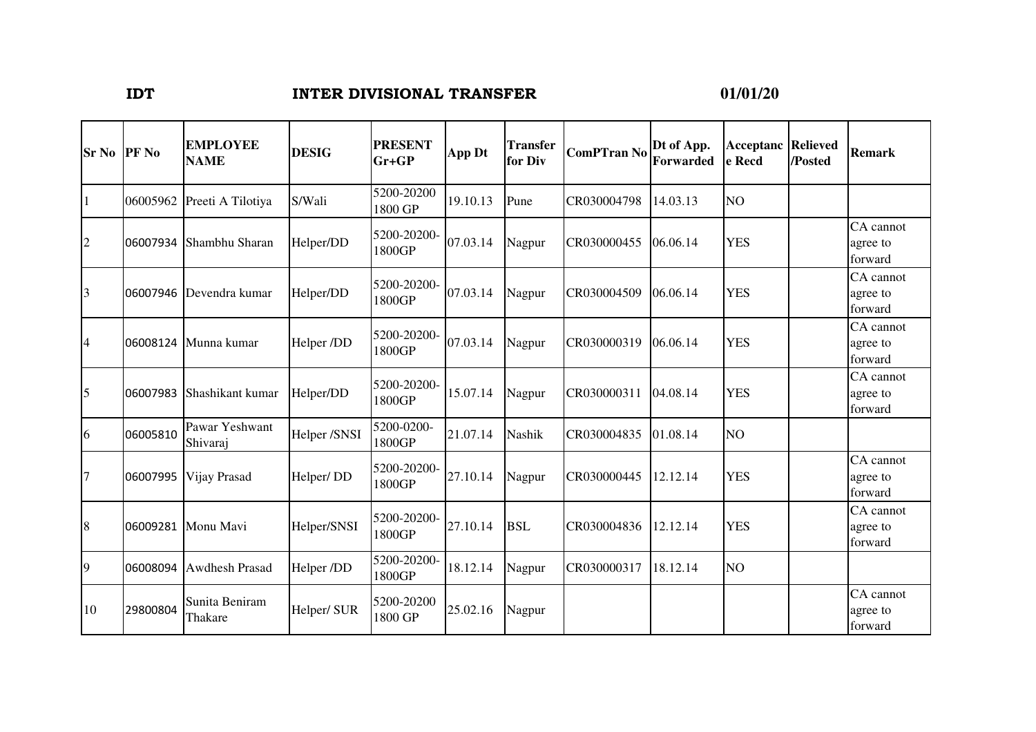IDT **INTER DIVISIONAL TRANSFER** 01/01/20

| Sr No | PF No | EMPLOYEE NAME | DESIG | PRESENT Gr+GP | App Dt | Transfer for Div | ComPTran No | Dt of App. Forwarded | Acceptance Recd | Relieved /Posted | Remark |
|---|---|---|---|---|---|---|---|---|---|---|---|
| 1 | 06005962 | Preeti A Tilotiya | S/Wali | 5200-20200 1800 GP | 19.10.13 | Pune | CR030004798 | 14.03.13 | NO | | |
| 2 | 06007934 | Shambhu Sharan | Helper/DD | 5200-20200-1800GP | 07.03.14 | Nagpur | CR030000455 | 06.06.14 | YES | | CA cannot agree to forward |
| 3 | 06007946 | Devendra kumar | Helper/DD | 5200-20200-1800GP | 07.03.14 | Nagpur | CR030004509 | 06.06.14 | YES | | CA cannot agree to forward |
| 4 | 06008124 | Munna kumar | Helper /DD | 5200-20200-1800GP | 07.03.14 | Nagpur | CR030000319 | 06.06.14 | YES | | CA cannot agree to forward |
| 5 | 06007983 | Shashikant kumar | Helper/DD | 5200-20200-1800GP | 15.07.14 | Nagpur | CR030000311 | 04.08.14 | YES | | CA cannot agree to forward |
| 6 | 06005810 | Pawar Yeshwant Shivaraj | Helper /SNSI | 5200-0200-1800GP | 21.07.14 | Nashik | CR030004835 | 01.08.14 | NO | | |
| 7 | 06007995 | Vijay Prasad | Helper/ DD | 5200-20200-1800GP | 27.10.14 | Nagpur | CR030000445 | 12.12.14 | YES | | CA cannot agree to forward |
| 8 | 06009281 | Monu Mavi | Helper/SNSI | 5200-20200-1800GP | 27.10.14 | BSL | CR030004836 | 12.12.14 | YES | | CA cannot agree to forward |
| 9 | 06008094 | Awdhesh Prasad | Helper /DD | 5200-20200-1800GP | 18.12.14 | Nagpur | CR030000317 | 18.12.14 | NO | | |
| 10 | 29800804 | Sunita Beniram Thakare | Helper/ SUR | 5200-20200 1800 GP | 25.02.16 | Nagpur | | | | | CA cannot agree to forward |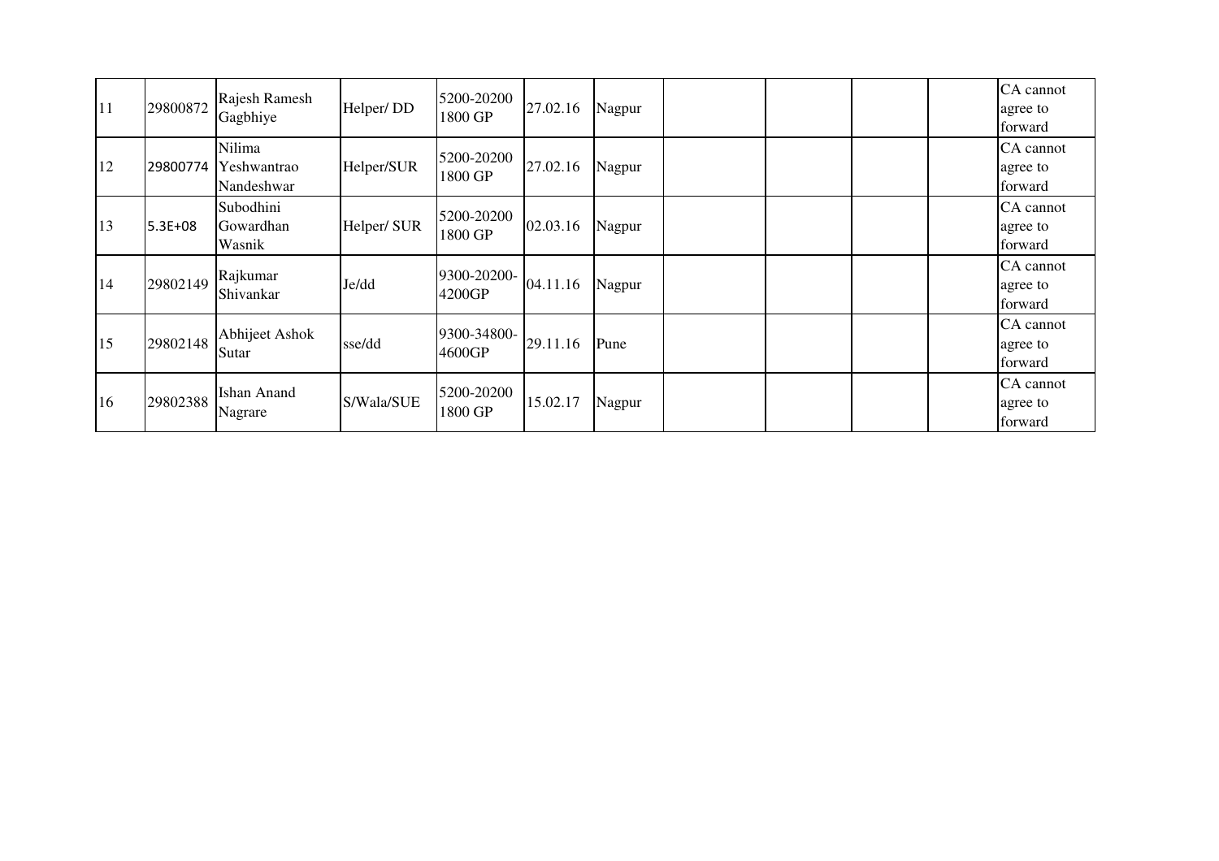| | | | | | | | | | | | |
|---|---|---|---|---|---|---|---|---|---|---|---|
| 11 | 29800872 | Rajesh Ramesh Gagbhiye | Helper/ DD | 5200-20200 1800 GP | 27.02.16 | Nagpur | | | | | CA cannot agree to forward |
| 12 | 29800774 | Nilima Yeshwantrao Nandeshwar | Helper/SUR | 5200-20200 1800 GP | 27.02.16 | Nagpur | | | | | CA cannot agree to forward |
| 13 | 5.3E+08 | Subodhini Gowardhan Wasnik | Helper/ SUR | 5200-20200 1800 GP | 02.03.16 | Nagpur | | | | | CA cannot agree to forward |
| 14 | 29802149 | Rajkumar Shivankar | Je/dd | 9300-20200-4200GP | 04.11.16 | Nagpur | | | | | CA cannot agree to forward |
| 15 | 29802148 | Abhijeet Ashok Sutar | sse/dd | 9300-34800-4600GP | 29.11.16 | Pune | | | | | CA cannot agree to forward |
| 16 | 29802388 | Ishan Anand Nagrare | S/Wala/SUE | 5200-20200 1800 GP | 15.02.17 | Nagpur | | | | | CA cannot agree to forward |